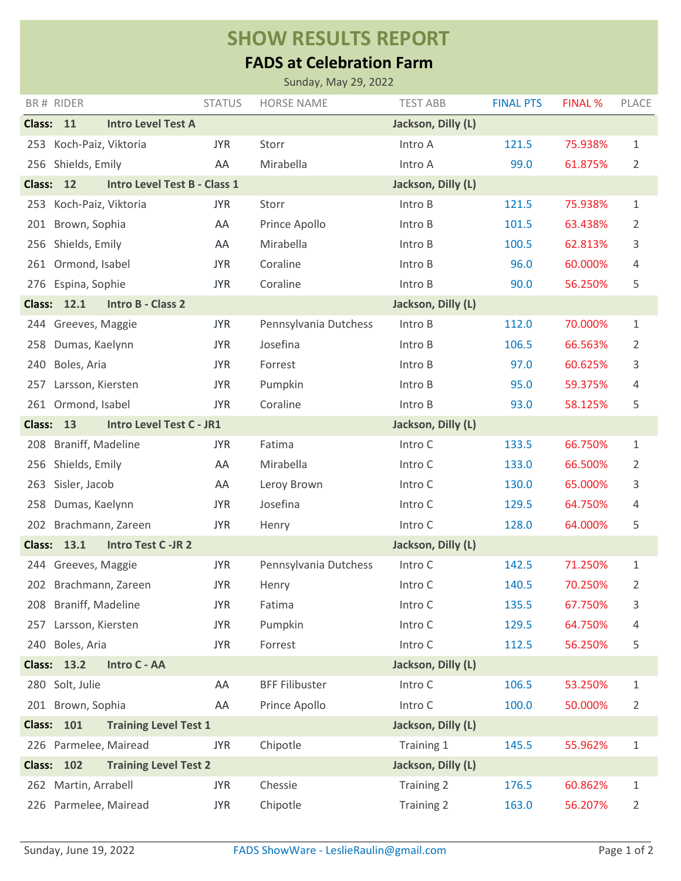# SHOW RESULTS REPORT

## FADS at Celebration Farm

Sunday, May 29, 2022

| BR # | RIDER | STATUS | HORSE NAME | TEST ABB | FINAL PTS | FINAL % | PLACE |
|---|---|---|---|---|---|---|---|
| **Class: 11** | **Intro Level Test A** | | | **Jackson, Dilly (L)** | | | |
| 253 | Koch-Paiz, Viktoria | JYR | Storr | Intro A | 121.5 | 75.938% | 1 |
| 256 | Shields, Emily | AA | Mirabella | Intro A | 99.0 | 61.875% | 2 |
| **Class: 12** | **Intro Level Test B - Class 1** | | | **Jackson, Dilly (L)** | | | |
| 253 | Koch-Paiz, Viktoria | JYR | Storr | Intro B | 121.5 | 75.938% | 1 |
| 201 | Brown, Sophia | AA | Prince Apollo | Intro B | 101.5 | 63.438% | 2 |
| 256 | Shields, Emily | AA | Mirabella | Intro B | 100.5 | 62.813% | 3 |
| 261 | Ormond, Isabel | JYR | Coraline | Intro B | 96.0 | 60.000% | 4 |
| 276 | Espina, Sophie | JYR | Coraline | Intro B | 90.0 | 56.250% | 5 |
| **Class: 12.1** | **Intro B - Class 2** | | | **Jackson, Dilly (L)** | | | |
| 244 | Greeves, Maggie | JYR | Pennsylvania Dutchess | Intro B | 112.0 | 70.000% | 1 |
| 258 | Dumas, Kaelynn | JYR | Josefina | Intro B | 106.5 | 66.563% | 2 |
| 240 | Boles, Aria | JYR | Forrest | Intro B | 97.0 | 60.625% | 3 |
| 257 | Larsson, Kiersten | JYR | Pumpkin | Intro B | 95.0 | 59.375% | 4 |
| 261 | Ormond, Isabel | JYR | Coraline | Intro B | 93.0 | 58.125% | 5 |
| **Class: 13** | **Intro Level Test C - JR1** | | | **Jackson, Dilly (L)** | | | |
| 208 | Braniff, Madeline | JYR | Fatima | Intro C | 133.5 | 66.750% | 1 |
| 256 | Shields, Emily | AA | Mirabella | Intro C | 133.0 | 66.500% | 2 |
| 263 | Sisler, Jacob | AA | Leroy Brown | Intro C | 130.0 | 65.000% | 3 |
| 258 | Dumas, Kaelynn | JYR | Josefina | Intro C | 129.5 | 64.750% | 4 |
| 202 | Brachmann, Zareen | JYR | Henry | Intro C | 128.0 | 64.000% | 5 |
| **Class: 13.1** | **Intro Test C -JR 2** | | | **Jackson, Dilly (L)** | | | |
| 244 | Greeves, Maggie | JYR | Pennsylvania Dutchess | Intro C | 142.5 | 71.250% | 1 |
| 202 | Brachmann, Zareen | JYR | Henry | Intro C | 140.5 | 70.250% | 2 |
| 208 | Braniff, Madeline | JYR | Fatima | Intro C | 135.5 | 67.750% | 3 |
| 257 | Larsson, Kiersten | JYR | Pumpkin | Intro C | 129.5 | 64.750% | 4 |
| 240 | Boles, Aria | JYR | Forrest | Intro C | 112.5 | 56.250% | 5 |
| **Class: 13.2** | **Intro C - AA** | | | **Jackson, Dilly (L)** | | | |
| 280 | Solt, Julie | AA | BFF Filibuster | Intro C | 106.5 | 53.250% | 1 |
| 201 | Brown, Sophia | AA | Prince Apollo | Intro C | 100.0 | 50.000% | 2 |
| **Class: 101** | **Training Level Test 1** | | | **Jackson, Dilly (L)** | | | |
| 226 | Parmelee, Mairead | JYR | Chipotle | Training 1 | 145.5 | 55.962% | 1 |
| **Class: 102** | **Training Level Test 2** | | | **Jackson, Dilly (L)** | | | |
| 262 | Martin, Arrabell | JYR | Chessie | Training 2 | 176.5 | 60.862% | 1 |
| 226 | Parmelee, Mairead | JYR | Chipotle | Training 2 | 163.0 | 56.207% | 2 |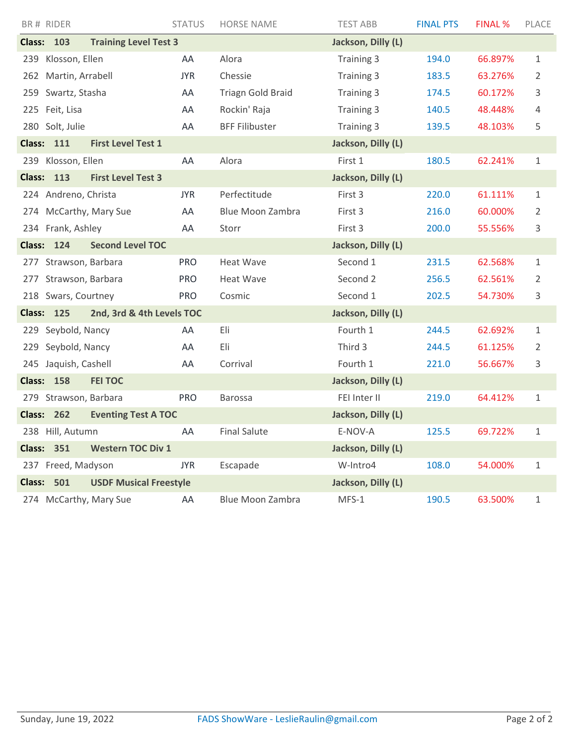| BR # | RIDER | STATUS | HORSE NAME | TEST ABB | FINAL PTS | FINAL % | PLACE |
|---|---|---|---|---|---|---|---|
| **Class: 103** | **Training Level Test 3** | | | **Jackson, Dilly (L)** | | | |
| 239 | Klosson, Ellen | AA | Alora | Training 3 | 194.0 | 66.897% | 1 |
| 262 | Martin, Arrabell | JYR | Chessie | Training 3 | 183.5 | 63.276% | 2 |
| 259 | Swartz, Stasha | AA | Triagn Gold Braid | Training 3 | 174.5 | 60.172% | 3 |
| 225 | Feit, Lisa | AA | Rockin' Raja | Training 3 | 140.5 | 48.448% | 4 |
| 280 | Solt, Julie | AA | BFF Filibuster | Training 3 | 139.5 | 48.103% | 5 |
| **Class: 111** | **First Level Test 1** | | | **Jackson, Dilly (L)** | | | |
| 239 | Klosson, Ellen | AA | Alora | First 1 | 180.5 | 62.241% | 1 |
| **Class: 113** | **First Level Test 3** | | | **Jackson, Dilly (L)** | | | |
| 224 | Andreno, Christa | JYR | Perfectitude | First 3 | 220.0 | 61.111% | 1 |
| 274 | McCarthy, Mary Sue | AA | Blue Moon Zambra | First 3 | 216.0 | 60.000% | 2 |
| 234 | Frank, Ashley | AA | Storr | First 3 | 200.0 | 55.556% | 3 |
| **Class: 124** | **Second Level TOC** | | | **Jackson, Dilly (L)** | | | |
| 277 | Strawson, Barbara | PRO | Heat Wave | Second 1 | 231.5 | 62.568% | 1 |
| 277 | Strawson, Barbara | PRO | Heat Wave | Second 2 | 256.5 | 62.561% | 2 |
| 218 | Swars, Courtney | PRO | Cosmic | Second 1 | 202.5 | 54.730% | 3 |
| **Class: 125** | **2nd, 3rd & 4th Levels TOC** | | | **Jackson, Dilly (L)** | | | |
| 229 | Seybold, Nancy | AA | Eli | Fourth 1 | 244.5 | 62.692% | 1 |
| 229 | Seybold, Nancy | AA | Eli | Third 3 | 244.5 | 61.125% | 2 |
| 245 | Jaquish, Cashell | AA | Corrival | Fourth 1 | 221.0 | 56.667% | 3 |
| **Class: 158** | **FEI TOC** | | | **Jackson, Dilly (L)** | | | |
| 279 | Strawson, Barbara | PRO | Barossa | FEI Inter II | 219.0 | 64.412% | 1 |
| **Class: 262** | **Eventing Test A TOC** | | | **Jackson, Dilly (L)** | | | |
| 238 | Hill, Autumn | AA | Final Salute | E-NOV-A | 125.5 | 69.722% | 1 |
| **Class: 351** | **Western TOC Div 1** | | | **Jackson, Dilly (L)** | | | |
| 237 | Freed, Madyson | JYR | Escapade | W-Intro4 | 108.0 | 54.000% | 1 |
| **Class: 501** | **USDF Musical Freestyle** | | | **Jackson, Dilly (L)** | | | |
| 274 | McCarthy, Mary Sue | AA | Blue Moon Zambra | MFS-1 | 190.5 | 63.500% | 1 |

Sunday, June 19, 2022 — FADS ShowWare - LeslieRaulin@gmail.com